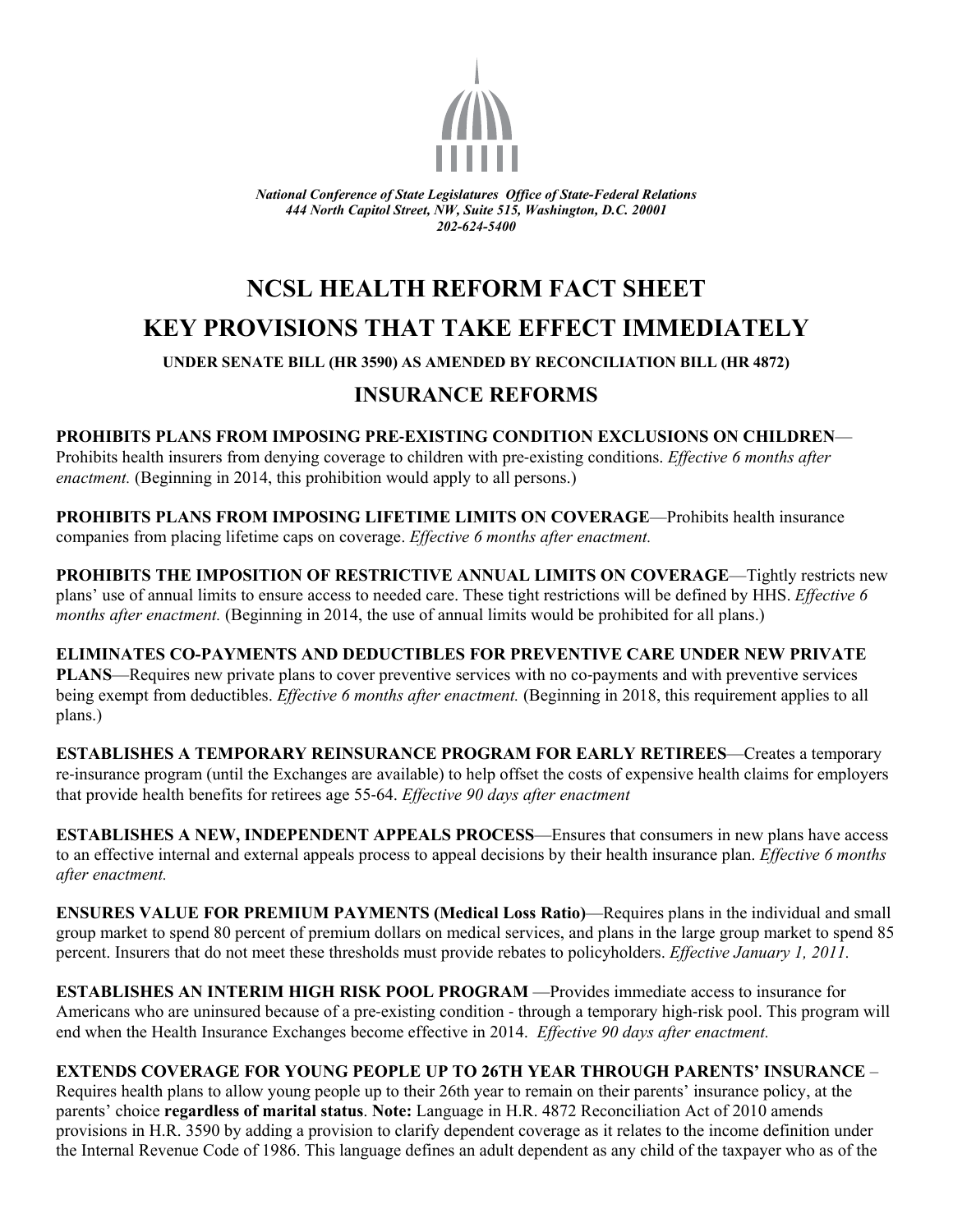*National Conference of State Legislatures Office of State-Federal Relations*
*444 North Capitol Street, NW, Suite 515, Washington, D.C. 20001*
*202-624-5400*

# NCSL HEALTH REFORM FACT SHEET

# KEY PROVISIONS THAT TAKE EFFECT IMMEDIATELY

**UNDER SENATE BILL (HR 3590) AS AMENDED BY RECONCILIATION BILL (HR 4872)**

## INSURANCE REFORMS

**PROHIBITS PLANS FROM IMPOSING PRE-EXISTING CONDITION EXCLUSIONS ON CHILDREN**—Prohibits health insurers from denying coverage to children with pre-existing conditions. *Effective 6 months after enactment.* (Beginning in 2014, this prohibition would apply to all persons.)

**PROHIBITS PLANS FROM IMPOSING LIFETIME LIMITS ON COVERAGE**—Prohibits health insurance companies from placing lifetime caps on coverage. *Effective 6 months after enactment.*

**PROHIBITS THE IMPOSITION OF RESTRICTIVE ANNUAL LIMITS ON COVERAGE**—Tightly restricts new plans' use of annual limits to ensure access to needed care. These tight restrictions will be defined by HHS. *Effective 6 months after enactment.* (Beginning in 2014, the use of annual limits would be prohibited for all plans.)

**ELIMINATES CO-PAYMENTS AND DEDUCTIBLES FOR PREVENTIVE CARE UNDER NEW PRIVATE PLANS**—Requires new private plans to cover preventive services with no co-payments and with preventive services being exempt from deductibles. *Effective 6 months after enactment.* (Beginning in 2018, this requirement applies to all plans.)

**ESTABLISHES A TEMPORARY REINSURANCE PROGRAM FOR EARLY RETIREES**—Creates a temporary re-insurance program (until the Exchanges are available) to help offset the costs of expensive health claims for employers that provide health benefits for retirees age 55-64. *Effective 90 days after enactment*

**ESTABLISHES A NEW, INDEPENDENT APPEALS PROCESS**—Ensures that consumers in new plans have access to an effective internal and external appeals process to appeal decisions by their health insurance plan. *Effective 6 months after enactment.*

**ENSURES VALUE FOR PREMIUM PAYMENTS (Medical Loss Ratio)**—Requires plans in the individual and small group market to spend 80 percent of premium dollars on medical services, and plans in the large group market to spend 85 percent. Insurers that do not meet these thresholds must provide rebates to policyholders. *Effective January 1, 2011.*

**ESTABLISHES AN INTERIM HIGH RISK POOL PROGRAM** —Provides immediate access to insurance for Americans who are uninsured because of a pre-existing condition - through a temporary high-risk pool. This program will end when the Health Insurance Exchanges become effective in 2014. *Effective 90 days after enactment.*

**EXTENDS COVERAGE FOR YOUNG PEOPLE UP TO 26TH YEAR THROUGH PARENTS' INSURANCE** – Requires health plans to allow young people up to their 26th year to remain on their parents' insurance policy, at the parents' choice **regardless of marital status**. **Note:** Language in H.R. 4872 Reconciliation Act of 2010 amends provisions in H.R. 3590 by adding a provision to clarify dependent coverage as it relates to the income definition under the Internal Revenue Code of 1986. This language defines an adult dependent as any child of the taxpayer who as of the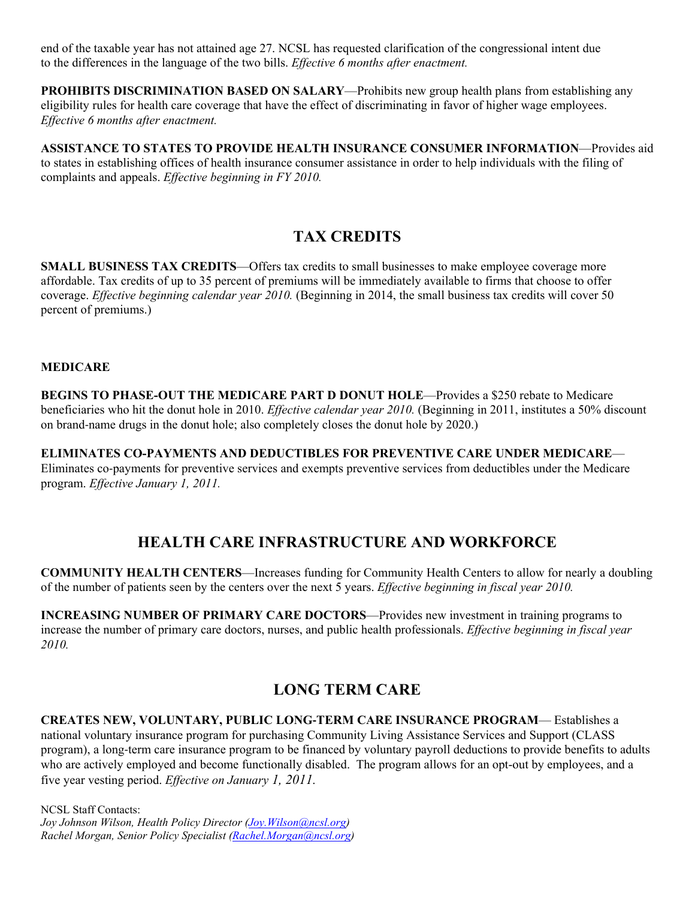end of the taxable year has not attained age 27. NCSL has requested clarification of the congressional intent due to the differences in the language of the two bills. *Effective 6 months after enactment.*

**PROHIBITS DISCRIMINATION BASED ON SALARY**—Prohibits new group health plans from establishing any eligibility rules for health care coverage that have the effect of discriminating in favor of higher wage employees. *Effective 6 months after enactment.*

**ASSISTANCE TO STATES TO PROVIDE HEALTH INSURANCE CONSUMER INFORMATION**—Provides aid to states in establishing offices of health insurance consumer assistance in order to help individuals with the filing of complaints and appeals. *Effective beginning in FY 2010.*

## TAX CREDITS

**SMALL BUSINESS TAX CREDITS**—Offers tax credits to small businesses to make employee coverage more affordable. Tax credits of up to 35 percent of premiums will be immediately available to firms that choose to offer coverage. *Effective beginning calendar year 2010.* (Beginning in 2014, the small business tax credits will cover 50 percent of premiums.)

**MEDICARE**

**BEGINS TO PHASE-OUT THE MEDICARE PART D DONUT HOLE**—Provides a $250 rebate to Medicare beneficiaries who hit the donut hole in 2010. *Effective calendar year 2010.* (Beginning in 2011, institutes a 50% discount on brand-name drugs in the donut hole; also completely closes the donut hole by 2020.)

**ELIMINATES CO-PAYMENTS AND DEDUCTIBLES FOR PREVENTIVE CARE UNDER MEDICARE**—Eliminates co-payments for preventive services and exempts preventive services from deductibles under the Medicare program. *Effective January 1, 2011.*

## HEALTH CARE INFRASTRUCTURE AND WORKFORCE

**COMMUNITY HEALTH CENTERS**—Increases funding for Community Health Centers to allow for nearly a doubling of the number of patients seen by the centers over the next 5 years. *Effective beginning in fiscal year 2010.*

**INCREASING NUMBER OF PRIMARY CARE DOCTORS**—Provides new investment in training programs to increase the number of primary care doctors, nurses, and public health professionals. *Effective beginning in fiscal year 2010.*

## LONG TERM CARE

**CREATES NEW, VOLUNTARY, PUBLIC LONG-TERM CARE INSURANCE PROGRAM**— Establishes a national voluntary insurance program for purchasing Community Living Assistance Services and Support (CLASS program), a long-term care insurance program to be financed by voluntary payroll deductions to provide benefits to adults who are actively employed and become functionally disabled. The program allows for an opt-out by employees, and a five year vesting period. *Effective on January 1, 2011.*

NCSL Staff Contacts:
*Joy Johnson Wilson, Health Policy Director (Joy.Wilson@ncsl.org)*
*Rachel Morgan, Senior Policy Specialist (Rachel.Morgan@ncsl.org)*